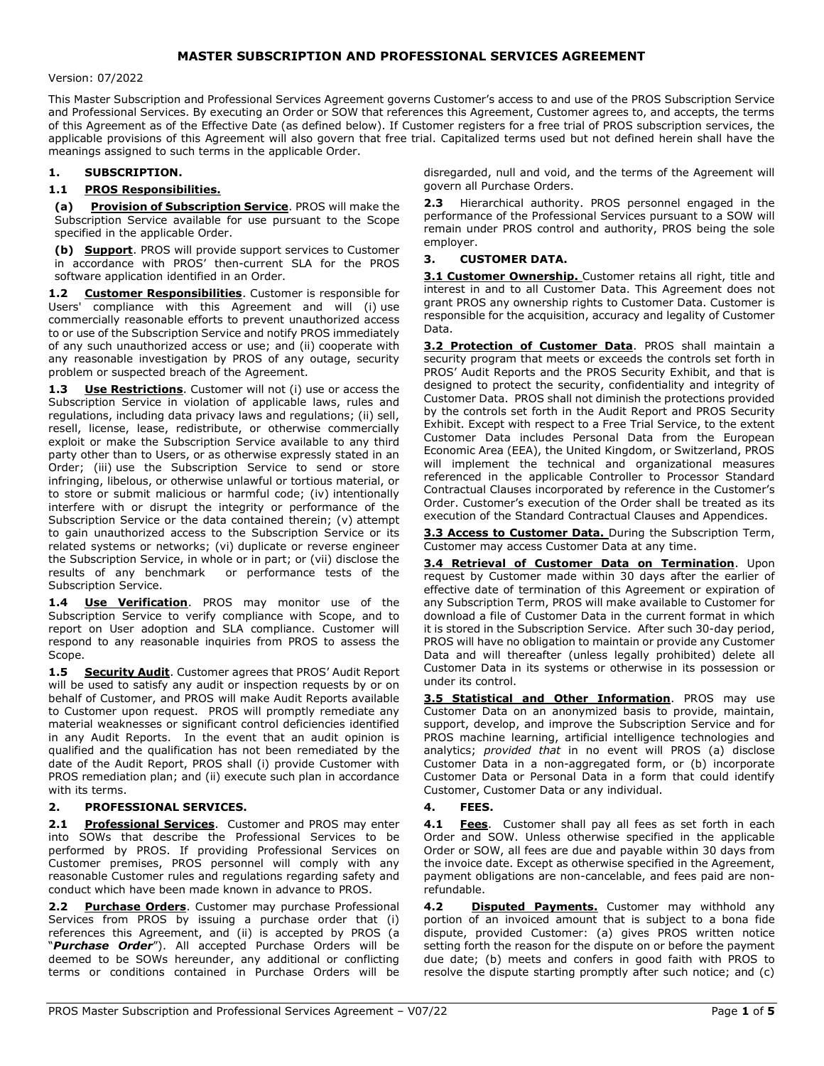# MASTER SUBSCRIPTION AND PROFESSIONAL SERVICES AGREEMENT

Version: 07/2022

This Master Subscription and Professional Services Agreement governs Customer's access to and use of the PROS Subscription Service and Professional Services. By executing an Order or SOW that references this Agreement, Customer agrees to, and accepts, the terms of this Agreement as of the Effective Date (as defined below). If Customer registers for a free trial of PROS subscription services, the applicable provisions of this Agreement will also govern that free trial. Capitalized terms used but not defined herein shall have the meanings assigned to such terms in the applicable Order.

## 1. SUBSCRIPTION.

### 1.1 PROS Responsibilities.

**(a) Provision of Subscription Service**. PROS will make the Subscription Service available for use pursuant to the Scope specified in the applicable Order.

**(b) Support**. PROS will provide support services to Customer in accordance with PROS' then-current SLA for the PROS software application identified in an Order.

**1.2 Customer Responsibilities**. Customer is responsible for Users' compliance with this Agreement and will (i) use commercially reasonable efforts to prevent unauthorized access to or use of the Subscription Service and notify PROS immediately of any such unauthorized access or use; and (ii) cooperate with any reasonable investigation by PROS of any outage, security problem or suspected breach of the Agreement.

**1.3 Use Restrictions**. Customer will not (i) use or access the Subscription Service in violation of applicable laws, rules and regulations, including data privacy laws and regulations; (ii) sell, resell, license, lease, redistribute, or otherwise commercially exploit or make the Subscription Service available to any third party other than to Users, or as otherwise expressly stated in an Order; (iii) use the Subscription Service to send or store infringing, libelous, or otherwise unlawful or tortious material, or to store or submit malicious or harmful code; (iv) intentionally interfere with or disrupt the integrity or performance of the Subscription Service or the data contained therein; (v) attempt to gain unauthorized access to the Subscription Service or its related systems or networks; (vi) duplicate or reverse engineer the Subscription Service, in whole or in part; or (vii) disclose the results of any benchmark or performance tests of the Subscription Service.

**1.4 Use Verification**. PROS may monitor use of the Subscription Service to verify compliance with Scope, and to report on User adoption and SLA compliance. Customer will respond to any reasonable inquiries from PROS to assess the Scope.

**1.5 Security Audit**. Customer agrees that PROS' Audit Report will be used to satisfy any audit or inspection requests by or on behalf of Customer, and PROS will make Audit Reports available to Customer upon request. PROS will promptly remediate any material weaknesses or significant control deficiencies identified in any Audit Reports. In the event that an audit opinion is qualified and the qualification has not been remediated by the date of the Audit Report, PROS shall (i) provide Customer with PROS remediation plan; and (ii) execute such plan in accordance with its terms.

## 2. PROFESSIONAL SERVICES.

**2.1 Professional Services**. Customer and PROS may enter into SOWs that describe the Professional Services to be performed by PROS. If providing Professional Services on Customer premises, PROS personnel will comply with any reasonable Customer rules and regulations regarding safety and conduct which have been made known in advance to PROS.

**2.2 Purchase Orders**. Customer may purchase Professional Services from PROS by issuing a purchase order that (i) references this Agreement, and (ii) is accepted by PROS (a "***Purchase Order***"). All accepted Purchase Orders will be deemed to be SOWs hereunder, any additional or conflicting terms or conditions contained in Purchase Orders will be disregarded, null and void, and the terms of the Agreement will govern all Purchase Orders.

**2.3** Hierarchical authority. PROS personnel engaged in the performance of the Professional Services pursuant to a SOW will remain under PROS control and authority, PROS being the sole employer.

## 3. CUSTOMER DATA.

**3.1 Customer Ownership.** Customer retains all right, title and interest in and to all Customer Data. This Agreement does not grant PROS any ownership rights to Customer Data. Customer is responsible for the acquisition, accuracy and legality of Customer Data.

**3.2 Protection of Customer Data**. PROS shall maintain a security program that meets or exceeds the controls set forth in PROS' Audit Reports and the PROS Security Exhibit, and that is designed to protect the security, confidentiality and integrity of Customer Data. PROS shall not diminish the protections provided by the controls set forth in the Audit Report and PROS Security Exhibit. Except with respect to a Free Trial Service, to the extent Customer Data includes Personal Data from the European Economic Area (EEA), the United Kingdom, or Switzerland, PROS will implement the technical and organizational measures referenced in the applicable Controller to Processor Standard Contractual Clauses incorporated by reference in the Customer's Order. Customer's execution of the Order shall be treated as its execution of the Standard Contractual Clauses and Appendices.

**3.3 Access to Customer Data.** During the Subscription Term, Customer may access Customer Data at any time.

**3.4 Retrieval of Customer Data on Termination**. Upon request by Customer made within 30 days after the earlier of effective date of termination of this Agreement or expiration of any Subscription Term, PROS will make available to Customer for download a file of Customer Data in the current format in which it is stored in the Subscription Service. After such 30-day period, PROS will have no obligation to maintain or provide any Customer Data and will thereafter (unless legally prohibited) delete all Customer Data in its systems or otherwise in its possession or under its control.

**3.5 Statistical and Other Information**. PROS may use Customer Data on an anonymized basis to provide, maintain, support, develop, and improve the Subscription Service and for PROS machine learning, artificial intelligence technologies and analytics; *provided that* in no event will PROS (a) disclose Customer Data in a non-aggregated form, or (b) incorporate Customer Data or Personal Data in a form that could identify Customer, Customer Data or any individual.

## 4. FEES.

**4.1 Fees**. Customer shall pay all fees as set forth in each Order and SOW. Unless otherwise specified in the applicable Order or SOW, all fees are due and payable within 30 days from the invoice date. Except as otherwise specified in the Agreement, payment obligations are non-cancelable, and fees paid are non-refundable.

**4.2 Disputed Payments.** Customer may withhold any portion of an invoiced amount that is subject to a bona fide dispute, provided Customer: (a) gives PROS written notice setting forth the reason for the dispute on or before the payment due date; (b) meets and confers in good faith with PROS to resolve the dispute starting promptly after such notice; and (c)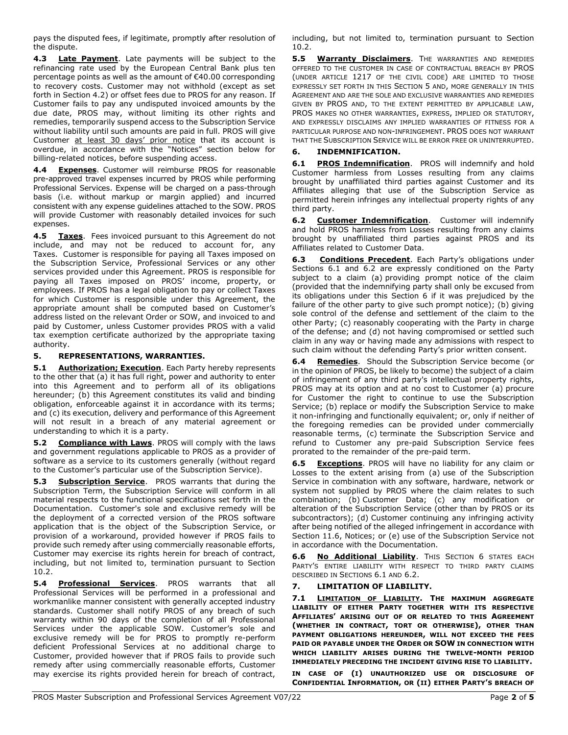pays the disputed fees, if legitimate, promptly after resolution of the dispute.

**4.3 Late Payment**. Late payments will be subject to the refinancing rate used by the European Central Bank plus ten percentage points as well as the amount of €40.00 corresponding to recovery costs. Customer may not withhold (except as set forth in Section 4.2) or offset fees due to PROS for any reason. If Customer fails to pay any undisputed invoiced amounts by the due date, PROS may, without limiting its other rights and remedies, temporarily suspend access to the Subscription Service without liability until such amounts are paid in full. PROS will give Customer at least 30 days' prior notice that its account is overdue, in accordance with the "Notices" section below for billing-related notices, before suspending access.

**4.4 Expenses**. Customer will reimburse PROS for reasonable pre-approved travel expenses incurred by PROS while performing Professional Services. Expense will be charged on a pass-through basis (i.e. without markup or margin applied) and incurred consistent with any expense guidelines attached to the SOW. PROS will provide Customer with reasonably detailed invoices for such expenses.

**4.5 Taxes**. Fees invoiced pursuant to this Agreement do not include, and may not be reduced to account for, any Taxes. Customer is responsible for paying all Taxes imposed on the Subscription Service, Professional Services or any other services provided under this Agreement. PROS is responsible for paying all Taxes imposed on PROS' income, property, or employees. If PROS has a legal obligation to pay or collect Taxes for which Customer is responsible under this Agreement, the appropriate amount shall be computed based on Customer's address listed on the relevant Order or SOW, and invoiced to and paid by Customer, unless Customer provides PROS with a valid tax exemption certificate authorized by the appropriate taxing authority.

## 5. REPRESENTATIONS, WARRANTIES.

**5.1 Authorization; Execution**. Each Party hereby represents to the other that (a) it has full right, power and authority to enter into this Agreement and to perform all of its obligations hereunder; (b) this Agreement constitutes its valid and binding obligation, enforceable against it in accordance with its terms; and (c) its execution, delivery and performance of this Agreement will not result in a breach of any material agreement or understanding to which it is a party.

**5.2 Compliance with Laws**. PROS will comply with the laws and government regulations applicable to PROS as a provider of software as a service to its customers generally (without regard to the Customer's particular use of the Subscription Service).

**5.3 Subscription Service**. PROS warrants that during the Subscription Term, the Subscription Service will conform in all material respects to the functional specifications set forth in the Documentation. Customer's sole and exclusive remedy will be the deployment of a corrected version of the PROS software application that is the object of the Subscription Service, or provision of a workaround, provided however if PROS fails to provide such remedy after using commercially reasonable efforts, Customer may exercise its rights herein for breach of contract, including, but not limited to, termination pursuant to Section 10.2.

**5.4 Professional Services**. PROS warrants that all Professional Services will be performed in a professional and workmanlike manner consistent with generally accepted industry standards. Customer shall notify PROS of any breach of such warranty within 90 days of the completion of all Professional Services under the applicable SOW. Customer's sole and exclusive remedy will be for PROS to promptly re-perform deficient Professional Services at no additional charge to Customer, provided however that if PROS fails to provide such remedy after using commercially reasonable efforts, Customer may exercise its rights provided herein for breach of contract, including, but not limited to, termination pursuant to Section 10.2.

**5.5 Warranty Disclaimers**. THE WARRANTIES AND REMEDIES OFFERED TO THE CUSTOMER IN CASE OF CONTRACTUAL BREACH BY PROS (UNDER ARTICLE 1217 OF THE CIVIL CODE) ARE LIMITED TO THOSE EXPRESSLY SET FORTH IN THIS SECTION 5 AND, MORE GENERALLY IN THIS AGREEMENT AND ARE THE SOLE AND EXCLUSIVE WARRANTIES AND REMEDIES GIVEN BY PROS AND, TO THE EXTENT PERMITTED BY APPLICABLE LAW, PROS MAKES NO OTHER WARRANTIES, EXPRESS, IMPLIED OR STATUTORY, AND EXPRESSLY DISCLAIMS ANY IMPLIED WARRANTIES OF FITNESS FOR A PARTICULAR PURPOSE AND NON-INFRINGEMENT. PROS DOES NOT WARRANT THAT THE SUBSCRIPTION SERVICE WILL BE ERROR FREE OR UNINTERRUPTED.

## 6. INDEMNIFICATION.

**6.1 PROS Indemnification**. PROS will indemnify and hold Customer harmless from Losses resulting from any claims brought by unaffiliated third parties against Customer and its Affiliates alleging that use of the Subscription Service as permitted herein infringes any intellectual property rights of any third party.

**6.2 Customer Indemnification**. Customer will indemnify and hold PROS harmless from Losses resulting from any claims brought by unaffiliated third parties against PROS and its Affiliates related to Customer Data.

**6.3 Conditions Precedent**. Each Party's obligations under Sections 6.1 and 6.2 are expressly conditioned on the Party subject to a claim (a) providing prompt notice of the claim (provided that the indemnifying party shall only be excused from its obligations under this Section 6 if it was prejudiced by the failure of the other party to give such prompt notice); (b) giving sole control of the defense and settlement of the claim to the other Party; (c) reasonably cooperating with the Party in charge of the defense; and (d) not having compromised or settled such claim in any way or having made any admissions with respect to such claim without the defending Party's prior written consent.

**6.4 Remedies**. Should the Subscription Service become (or in the opinion of PROS, be likely to become) the subject of a claim of infringement of any third party's intellectual property rights, PROS may at its option and at no cost to Customer (a) procure for Customer the right to continue to use the Subscription Service; (b) replace or modify the Subscription Service to make it non-infringing and functionally equivalent; or, only if neither of the foregoing remedies can be provided under commercially reasonable terms, (c) terminate the Subscription Service and refund to Customer any pre-paid Subscription Service fees prorated to the remainder of the pre-paid term.

**6.5 Exceptions**. PROS will have no liability for any claim or Losses to the extent arising from (a) use of the Subscription Service in combination with any software, hardware, network or system not supplied by PROS where the claim relates to such combination; (b) Customer Data; (c) any modification or alteration of the Subscription Service (other than by PROS or its subcontractors); (d) Customer continuing any infringing activity after being notified of the alleged infringement in accordance with Section 11.6, Notices; or (e) use of the Subscription Service not in accordance with the Documentation.

**6.6 No Additional Liability**. THIS SECTION 6 STATES EACH PARTY'S ENTIRE LIABILITY WITH RESPECT TO THIRD PARTY CLAIMS DESCRIBED IN SECTIONS 6.1 AND 6.2.

## 7. LIMITATION OF LIABILITY.

**7.1 LIMITATION OF LIABILITY. THE MAXIMUM AGGREGATE LIABILITY OF EITHER PARTY TOGETHER WITH ITS RESPECTIVE AFFILIATES' ARISING OUT OF OR RELATED TO THIS AGREEMENT (WHETHER IN CONTRACT, TORT OR OTHERWISE), OTHER THAN PAYMENT OBLIGATIONS HEREUNDER, WILL NOT EXCEED THE FEES PAID OR PAYABLE UNDER THE ORDER OR SOW IN CONNECTION WITH WHICH LIABILITY ARISES DURING THE TWELVE-MONTH PERIOD IMMEDIATELY PRECEDING THE INCIDENT GIVING RISE TO LIABILITY.**

**IN CASE OF (I) UNAUTHORIZED USE OR DISCLOSURE OF CONFIDENTIAL INFORMATION, OR (II) EITHER PARTY'S BREACH OF**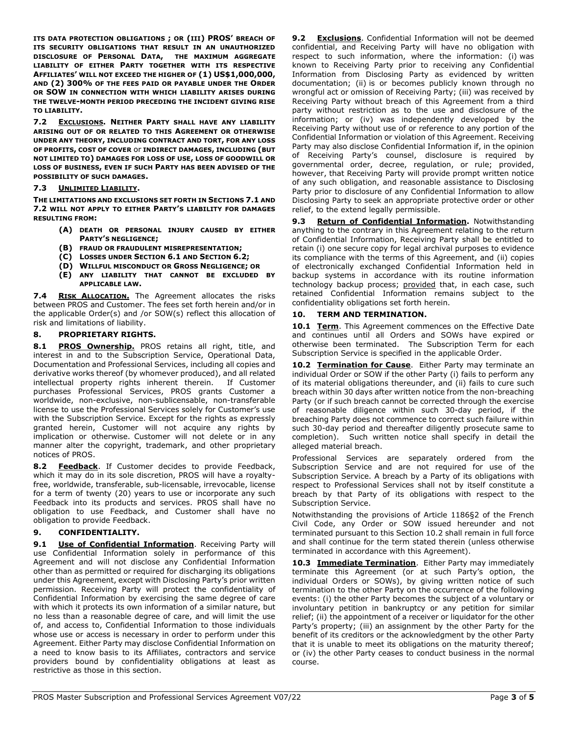**ITS DATA PROTECTION OBLIGATIONS ; OR (III) PROS' BREACH OF ITS SECURITY OBLIGATIONS THAT RESULT IN AN UNAUTHORIZED DISCLOSURE OF PERSONAL DATA, THE MAXIMUM AGGREGATE LIABILITY OF EITHER PARTY TOGETHER WITH ITS RESPECTIVE AFFILIATES' WILL NOT EXCEED THE HIGHER OF (1) US$1,000,000, AND (2) 300% OF THE FEES PAID OR PAYABLE UNDER THE ORDER OR SOW IN CONNECTION WITH WHICH LIABILITY ARISES DURING THE TWELVE-MONTH PERIOD PRECEDING THE INCIDENT GIVING RISE TO LIABILITY.**

**7.2 EXCLUSIONS. NEITHER PARTY SHALL HAVE ANY LIABILITY ARISING OUT OF OR RELATED TO THIS AGREEMENT OR OTHERWISE UNDER ANY THEORY, INCLUDING CONTRACT AND TORT, FOR ANY LOSS OF PROFITS, COST OF COVER or INDIRECT DAMAGES, INCLUDING (BUT NOT LIMITED TO) DAMAGES FOR LOSS OF USE, LOSS OF GOODWILL OR LOSS OF BUSINESS, EVEN IF SUCH PARTY HAS BEEN ADVISED OF THE POSSIBILITY OF SUCH DAMAGES.**

**7.3 UNLIMITED LIABILITY.**

**THE LIMITATIONS AND EXCLUSIONS SET FORTH IN SECTIONS 7.1 AND 7.2 WILL NOT APPLY TO EITHER PARTY'S LIABILITY FOR DAMAGES RESULTING FROM:**

- **(A) DEATH OR PERSONAL INJURY CAUSED BY EITHER PARTY'S NEGLIGENCE;**
- **(B) FRAUD OR FRAUDULENT MISREPRESENTATION;**
- **(C) LOSSES UNDER SECTION 6.1 AND SECTION 6.2;**
- **(D) WILLFUL MISCONDUCT OR GROSS NEGLIGENCE; OR**
- **(E) ANY LIABILITY THAT CANNOT BE EXCLUDED BY APPLICABLE LAW.**

**7.4 RISK ALLOCATION.** The Agreement allocates the risks between PROS and Customer. The fees set forth herein and/or in the applicable Order(s) and /or SOW(s) reflect this allocation of risk and limitations of liability.

## 8. PROPRIETARY RIGHTS.

**8.1 PROS Ownership.** PROS retains all right, title, and interest in and to the Subscription Service, Operational Data, Documentation and Professional Services, including all copies and derivative works thereof (by whomever produced), and all related intellectual property rights inherent therein. If Customer purchases Professional Services, PROS grants Customer a worldwide, non-exclusive, non-sublicensable, non-transferable license to use the Professional Services solely for Customer's use with the Subscription Service. Except for the rights as expressly granted herein, Customer will not acquire any rights by implication or otherwise. Customer will not delete or in any manner alter the copyright, trademark, and other proprietary notices of PROS.

**8.2 Feedback**. If Customer decides to provide Feedback, which it may do in its sole discretion, PROS will have a royalty-free, worldwide, transferable, sub-licensable, irrevocable, license for a term of twenty (20) years to use or incorporate any such Feedback into its products and services. PROS shall have no obligation to use Feedback, and Customer shall have no obligation to provide Feedback.

## 9. CONFIDENTIALITY.

**9.1 Use of Confidential Information**. Receiving Party will use Confidential Information solely in performance of this Agreement and will not disclose any Confidential Information other than as permitted or required for discharging its obligations under this Agreement, except with Disclosing Party's prior written permission. Receiving Party will protect the confidentiality of Confidential Information by exercising the same degree of care with which it protects its own information of a similar nature, but no less than a reasonable degree of care, and will limit the use of, and access to, Confidential Information to those individuals whose use or access is necessary in order to perform under this Agreement. Either Party may disclose Confidential Information on a need to know basis to its Affiliates, contractors and service providers bound by confidentiality obligations at least as restrictive as those in this section.

**9.2 Exclusions**. Confidential Information will not be deemed confidential, and Receiving Party will have no obligation with respect to such information, where the information: (i) was known to Receiving Party prior to receiving any Confidential Information from Disclosing Party as evidenced by written documentation; (ii) is or becomes publicly known through no wrongful act or omission of Receiving Party; (iii) was received by Receiving Party without breach of this Agreement from a third party without restriction as to the use and disclosure of the information; or (iv) was independently developed by the Receiving Party without use of or reference to any portion of the Confidential Information or violation of this Agreement. Receiving Party may also disclose Confidential Information if, in the opinion of Receiving Party's counsel, disclosure is required by governmental order, decree, regulation, or rule; provided, however, that Receiving Party will provide prompt written notice of any such obligation, and reasonable assistance to Disclosing Party prior to disclosure of any Confidential Information to allow Disclosing Party to seek an appropriate protective order or other relief, to the extend legally permissible.

**9.3 Return of Confidential Information.** Notwithstanding anything to the contrary in this Agreement relating to the return of Confidential Information, Receiving Party shall be entitled to retain (i) one secure copy for legal archival purposes to evidence its compliance with the terms of this Agreement, and (ii) copies of electronically exchanged Confidential Information held in backup systems in accordance with its routine information technology backup process; provided that, in each case, such retained Confidential Information remains subject to the confidentiality obligations set forth herein.

## 10. TERM AND TERMINATION.

**10.1 Term**. This Agreement commences on the Effective Date and continues until all Orders and SOWs have expired or otherwise been terminated. The Subscription Term for each Subscription Service is specified in the applicable Order.

**10.2 Termination for Cause**. Either Party may terminate an individual Order or SOW if the other Party (i) fails to perform any of its material obligations thereunder, and (ii) fails to cure such breach within 30 days after written notice from the non-breaching Party (or if such breach cannot be corrected through the exercise of reasonable diligence within such 30-day period, if the breaching Party does not commence to correct such failure within such 30-day period and thereafter diligently prosecute same to completion). Such written notice shall specify in detail the alleged material breach.

Professional Services are separately ordered from the Subscription Service and are not required for use of the Subscription Service. A breach by a Party of its obligations with respect to Professional Services shall not by itself constitute a breach by that Party of its obligations with respect to the Subscription Service.

Notwithstanding the provisions of Article 1186§2 of the French Civil Code, any Order or SOW issued hereunder and not terminated pursuant to this Section 10.2 shall remain in full force and shall continue for the term stated therein (unless otherwise terminated in accordance with this Agreement).

**10.3 Immediate Termination**. Either Party may immediately terminate this Agreement (or at such Party's option, the individual Orders or SOWs), by giving written notice of such termination to the other Party on the occurrence of the following events: (i) the other Party becomes the subject of a voluntary or involuntary petition in bankruptcy or any petition for similar relief; (ii) the appointment of a receiver or liquidator for the other Party's property; (iii) an assignment by the other Party for the benefit of its creditors or the acknowledgment by the other Party that it is unable to meet its obligations on the maturity thereof; or (iv) the other Party ceases to conduct business in the normal course.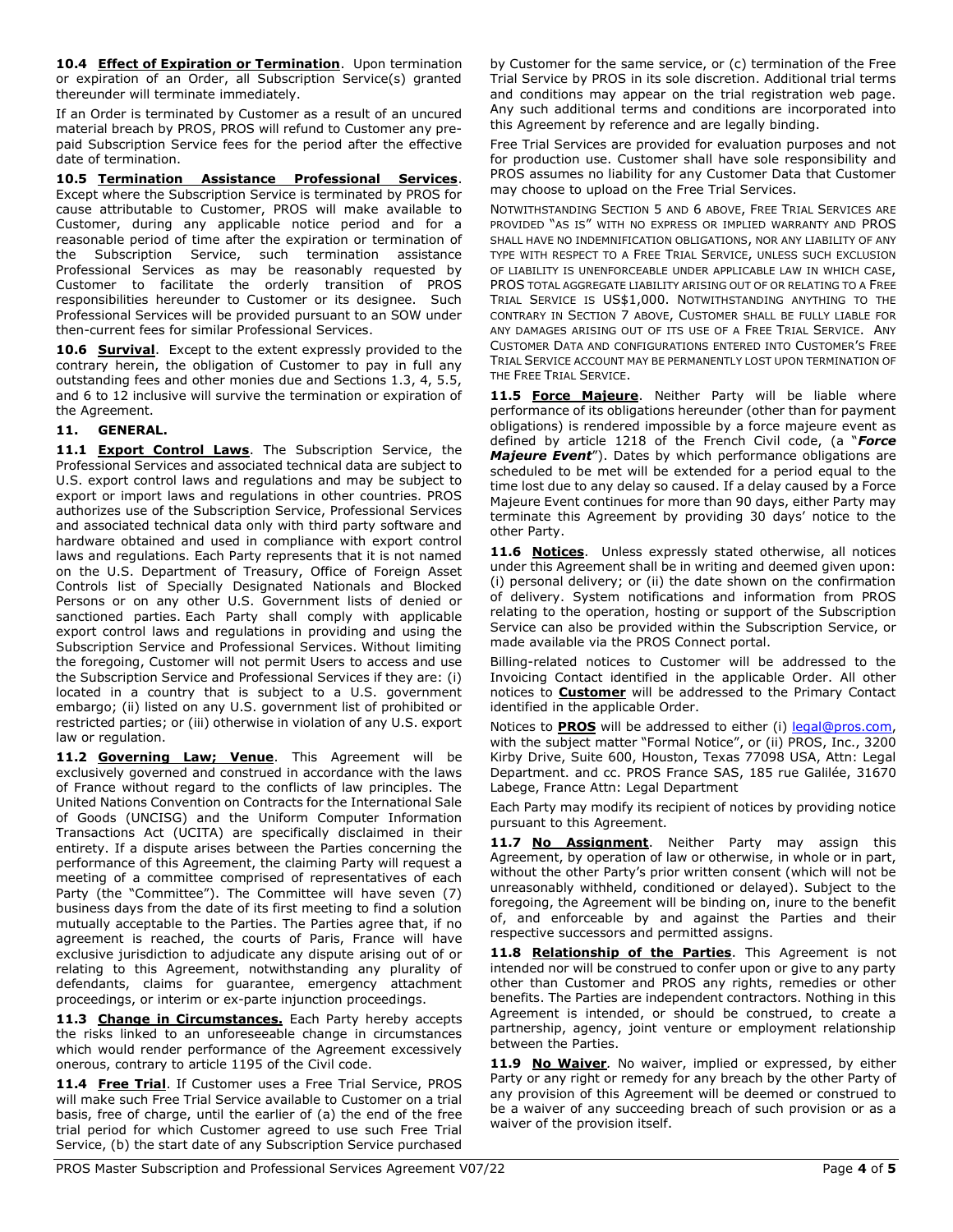**10.4 Effect of Expiration or Termination**. Upon termination or expiration of an Order, all Subscription Service(s) granted thereunder will terminate immediately.

If an Order is terminated by Customer as a result of an uncured material breach by PROS, PROS will refund to Customer any pre-paid Subscription Service fees for the period after the effective date of termination.

**10.5 Termination Assistance Professional Services**. Except where the Subscription Service is terminated by PROS for cause attributable to Customer, PROS will make available to Customer, during any applicable notice period and for a reasonable period of time after the expiration or termination of the Subscription Service, such termination assistance Professional Services as may be reasonably requested by Customer to facilitate the orderly transition of PROS responsibilities hereunder to Customer or its designee. Such Professional Services will be provided pursuant to an SOW under then-current fees for similar Professional Services.

**10.6 Survival**. Except to the extent expressly provided to the contrary herein, the obligation of Customer to pay in full any outstanding fees and other monies due and Sections 1.3, 4, 5.5, and 6 to 12 inclusive will survive the termination or expiration of the Agreement.

## 11. GENERAL.

**11.1 Export Control Laws**. The Subscription Service, the Professional Services and associated technical data are subject to U.S. export control laws and regulations and may be subject to export or import laws and regulations in other countries. PROS authorizes use of the Subscription Service, Professional Services and associated technical data only with third party software and hardware obtained and used in compliance with export control laws and regulations. Each Party represents that it is not named on the U.S. Department of Treasury, Office of Foreign Asset Controls list of Specially Designated Nationals and Blocked Persons or on any other U.S. Government lists of denied or sanctioned parties. Each Party shall comply with applicable export control laws and regulations in providing and using the Subscription Service and Professional Services. Without limiting the foregoing, Customer will not permit Users to access and use the Subscription Service and Professional Services if they are: (i) located in a country that is subject to a U.S. government embargo; (ii) listed on any U.S. government list of prohibited or restricted parties; or (iii) otherwise in violation of any U.S. export law or regulation.

**11.2 Governing Law; Venue**. This Agreement will be exclusively governed and construed in accordance with the laws of France without regard to the conflicts of law principles. The United Nations Convention on Contracts for the International Sale of Goods (UNCISG) and the Uniform Computer Information Transactions Act (UCITA) are specifically disclaimed in their entirety. If a dispute arises between the Parties concerning the performance of this Agreement, the claiming Party will request a meeting of a committee comprised of representatives of each Party (the "Committee"). The Committee will have seven (7) business days from the date of its first meeting to find a solution mutually acceptable to the Parties. The Parties agree that, if no agreement is reached, the courts of Paris, France will have exclusive jurisdiction to adjudicate any dispute arising out of or relating to this Agreement, notwithstanding any plurality of defendants, claims for guarantee, emergency attachment proceedings, or interim or ex-parte injunction proceedings.

**11.3 Change in Circumstances.** Each Party hereby accepts the risks linked to an unforeseeable change in circumstances which would render performance of the Agreement excessively onerous, contrary to article 1195 of the Civil code.

**11.4 Free Trial**. If Customer uses a Free Trial Service, PROS will make such Free Trial Service available to Customer on a trial basis, free of charge, until the earlier of (a) the end of the free trial period for which Customer agreed to use such Free Trial Service, (b) the start date of any Subscription Service purchased by Customer for the same service, or (c) termination of the Free Trial Service by PROS in its sole discretion. Additional trial terms and conditions may appear on the trial registration web page. Any such additional terms and conditions are incorporated into this Agreement by reference and are legally binding.

Free Trial Services are provided for evaluation purposes and not for production use. Customer shall have sole responsibility and PROS assumes no liability for any Customer Data that Customer may choose to upload on the Free Trial Services.

NOTWITHSTANDING SECTION 5 AND 6 ABOVE, FREE TRIAL SERVICES ARE PROVIDED "AS IS" WITH NO EXPRESS OR IMPLIED WARRANTY AND PROS SHALL HAVE NO INDEMNIFICATION OBLIGATIONS, NOR ANY LIABILITY OF ANY TYPE WITH RESPECT TO A FREE TRIAL SERVICE, UNLESS SUCH EXCLUSION OF LIABILITY IS UNENFORCEABLE UNDER APPLICABLE LAW IN WHICH CASE, PROS TOTAL AGGREGATE LIABILITY ARISING OUT OF OR RELATING TO A FREE TRIAL SERVICE IS US$1,000. NOTWITHSTANDING ANYTHING TO THE CONTRARY IN SECTION 7 ABOVE, CUSTOMER SHALL BE FULLY LIABLE FOR ANY DAMAGES ARISING OUT OF ITS USE OF A FREE TRIAL SERVICE. ANY CUSTOMER DATA AND CONFIGURATIONS ENTERED INTO CUSTOMER'S FREE TRIAL SERVICE ACCOUNT MAY BE PERMANENTLY LOST UPON TERMINATION OF THE FREE TRIAL SERVICE.

**11.5 Force Majeure**. Neither Party will be liable where performance of its obligations hereunder (other than for payment obligations) is rendered impossible by a force majeure event as defined by article 1218 of the French Civil code, (a "***Force Majeure Event***"). Dates by which performance obligations are scheduled to be met will be extended for a period equal to the time lost due to any delay so caused. If a delay caused by a Force Majeure Event continues for more than 90 days, either Party may terminate this Agreement by providing 30 days' notice to the other Party.

**11.6 Notices**. Unless expressly stated otherwise, all notices under this Agreement shall be in writing and deemed given upon: (i) personal delivery; or (ii) the date shown on the confirmation of delivery. System notifications and information from PROS relating to the operation, hosting or support of the Subscription Service can also be provided within the Subscription Service, or made available via the PROS Connect portal.

Billing-related notices to Customer will be addressed to the Invoicing Contact identified in the applicable Order. All other notices to **Customer** will be addressed to the Primary Contact identified in the applicable Order.

Notices to **PROS** will be addressed to either (i) legal@pros.com, with the subject matter "Formal Notice", or (ii) PROS, Inc., 3200 Kirby Drive, Suite 600, Houston, Texas 77098 USA, Attn: Legal Department. and cc. PROS France SAS, 185 rue Galilée, 31670 Labege, France Attn: Legal Department

Each Party may modify its recipient of notices by providing notice pursuant to this Agreement.

**11.7 No Assignment**. Neither Party may assign this Agreement, by operation of law or otherwise, in whole or in part, without the other Party's prior written consent (which will not be unreasonably withheld, conditioned or delayed). Subject to the foregoing, the Agreement will be binding on, inure to the benefit of, and enforceable by and against the Parties and their respective successors and permitted assigns.

**11.8 Relationship of the Parties**. This Agreement is not intended nor will be construed to confer upon or give to any party other than Customer and PROS any rights, remedies or other benefits. The Parties are independent contractors. Nothing in this Agreement is intended, or should be construed, to create a partnership, agency, joint venture or employment relationship between the Parties.

**11.9 No Waiver**. No waiver, implied or expressed, by either Party or any right or remedy for any breach by the other Party of any provision of this Agreement will be deemed or construed to be a waiver of any succeeding breach of such provision or as a waiver of the provision itself.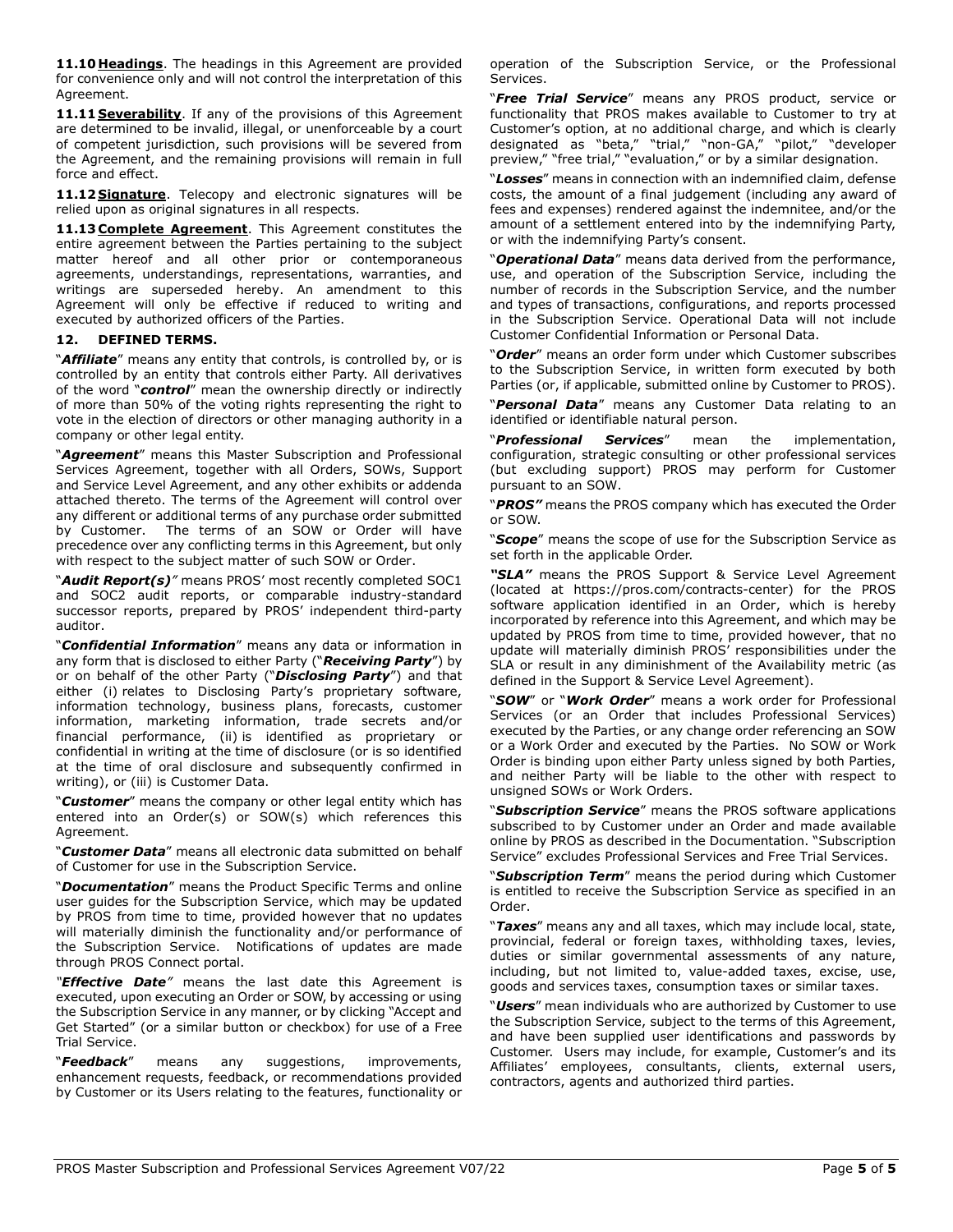**11.10 Headings**. The headings in this Agreement are provided for convenience only and will not control the interpretation of this Agreement.

**11.11 Severability**. If any of the provisions of this Agreement are determined to be invalid, illegal, or unenforceable by a court of competent jurisdiction, such provisions will be severed from the Agreement, and the remaining provisions will remain in full force and effect.

**11.12 Signature**. Telecopy and electronic signatures will be relied upon as original signatures in all respects.

**11.13 Complete Agreement**. This Agreement constitutes the entire agreement between the Parties pertaining to the subject matter hereof and all other prior or contemporaneous agreements, understandings, representations, warranties, and writings are superseded hereby. An amendment to this Agreement will only be effective if reduced to writing and executed by authorized officers of the Parties.

## 12. DEFINED TERMS.

"***Affiliate***" means any entity that controls, is controlled by, or is controlled by an entity that controls either Party. All derivatives of the word "***control***" mean the ownership directly or indirectly of more than 50% of the voting rights representing the right to vote in the election of directors or other managing authority in a company or other legal entity.

"***Agreement***" means this Master Subscription and Professional Services Agreement, together with all Orders, SOWs, Support and Service Level Agreement, and any other exhibits or addenda attached thereto. The terms of the Agreement will control over any different or additional terms of any purchase order submitted by Customer. The terms of an SOW or Order will have precedence over any conflicting terms in this Agreement, but only with respect to the subject matter of such SOW or Order.

"***Audit Report(s)***" means PROS' most recently completed SOC1 and SOC2 audit reports, or comparable industry-standard successor reports, prepared by PROS' independent third-party auditor.

"***Confidential Information***" means any data or information in any form that is disclosed to either Party ("***Receiving Party***") by or on behalf of the other Party ("***Disclosing Party***") and that either (i) relates to Disclosing Party's proprietary software, information technology, business plans, forecasts, customer information, marketing information, trade secrets and/or financial performance, (ii) is identified as proprietary or confidential in writing at the time of disclosure (or is so identified at the time of oral disclosure and subsequently confirmed in writing), or (iii) is Customer Data.

"***Customer***" means the company or other legal entity which has entered into an Order(s) or SOW(s) which references this Agreement.

"***Customer Data***" means all electronic data submitted on behalf of Customer for use in the Subscription Service.

"***Documentation***" means the Product Specific Terms and online user guides for the Subscription Service, which may be updated by PROS from time to time, provided however that no updates will materially diminish the functionality and/or performance of the Subscription Service. Notifications of updates are made through PROS Connect portal.

"***Effective Date***" means the last date this Agreement is executed, upon executing an Order or SOW, by accessing or using the Subscription Service in any manner, or by clicking "Accept and Get Started" (or a similar button or checkbox) for use of a Free Trial Service.

"***Feedback***" means any suggestions, improvements, enhancement requests, feedback, or recommendations provided by Customer or its Users relating to the features, functionality or operation of the Subscription Service, or the Professional Services.

"***Free Trial Service***" means any PROS product, service or functionality that PROS makes available to Customer to try at Customer's option, at no additional charge, and which is clearly designated as "beta," "trial," "non-GA," "pilot," "developer preview," "free trial," "evaluation," or by a similar designation.

"***Losses***" means in connection with an indemnified claim, defense costs, the amount of a final judgement (including any award of fees and expenses) rendered against the indemnitee, and/or the amount of a settlement entered into by the indemnifying Party, or with the indemnifying Party's consent.

"***Operational Data***" means data derived from the performance, use, and operation of the Subscription Service, including the number of records in the Subscription Service, and the number and types of transactions, configurations, and reports processed in the Subscription Service. Operational Data will not include Customer Confidential Information or Personal Data.

"***Order***" means an order form under which Customer subscribes to the Subscription Service, in written form executed by both Parties (or, if applicable, submitted online by Customer to PROS).

"***Personal Data***" means any Customer Data relating to an identified or identifiable natural person.

"***Professional Services***" mean the implementation, configuration, strategic consulting or other professional services (but excluding support) PROS may perform for Customer pursuant to an SOW.

"***PROS***" means the PROS company which has executed the Order or SOW.

"***Scope***" means the scope of use for the Subscription Service as set forth in the applicable Order.

"***SLA***" means the PROS Support & Service Level Agreement (located at https://pros.com/contracts-center) for the PROS software application identified in an Order, which is hereby incorporated by reference into this Agreement, and which may be updated by PROS from time to time, provided however, that no update will materially diminish PROS' responsibilities under the SLA or result in any diminishment of the Availability metric (as defined in the Support & Service Level Agreement).

"***SOW***" or "***Work Order***" means a work order for Professional Services (or an Order that includes Professional Services) executed by the Parties, or any change order referencing an SOW or a Work Order and executed by the Parties. No SOW or Work Order is binding upon either Party unless signed by both Parties, and neither Party will be liable to the other with respect to unsigned SOWs or Work Orders.

"***Subscription Service***" means the PROS software applications subscribed to by Customer under an Order and made available online by PROS as described in the Documentation. "Subscription Service" excludes Professional Services and Free Trial Services.

"***Subscription Term***" means the period during which Customer is entitled to receive the Subscription Service as specified in an Order.

"***Taxes***" means any and all taxes, which may include local, state, provincial, federal or foreign taxes, withholding taxes, levies, duties or similar governmental assessments of any nature, including, but not limited to, value-added taxes, excise, use, goods and services taxes, consumption taxes or similar taxes.

"***Users***" mean individuals who are authorized by Customer to use the Subscription Service, subject to the terms of this Agreement, and have been supplied user identifications and passwords by Customer. Users may include, for example, Customer's and its Affiliates' employees, consultants, clients, external users, contractors, agents and authorized third parties.